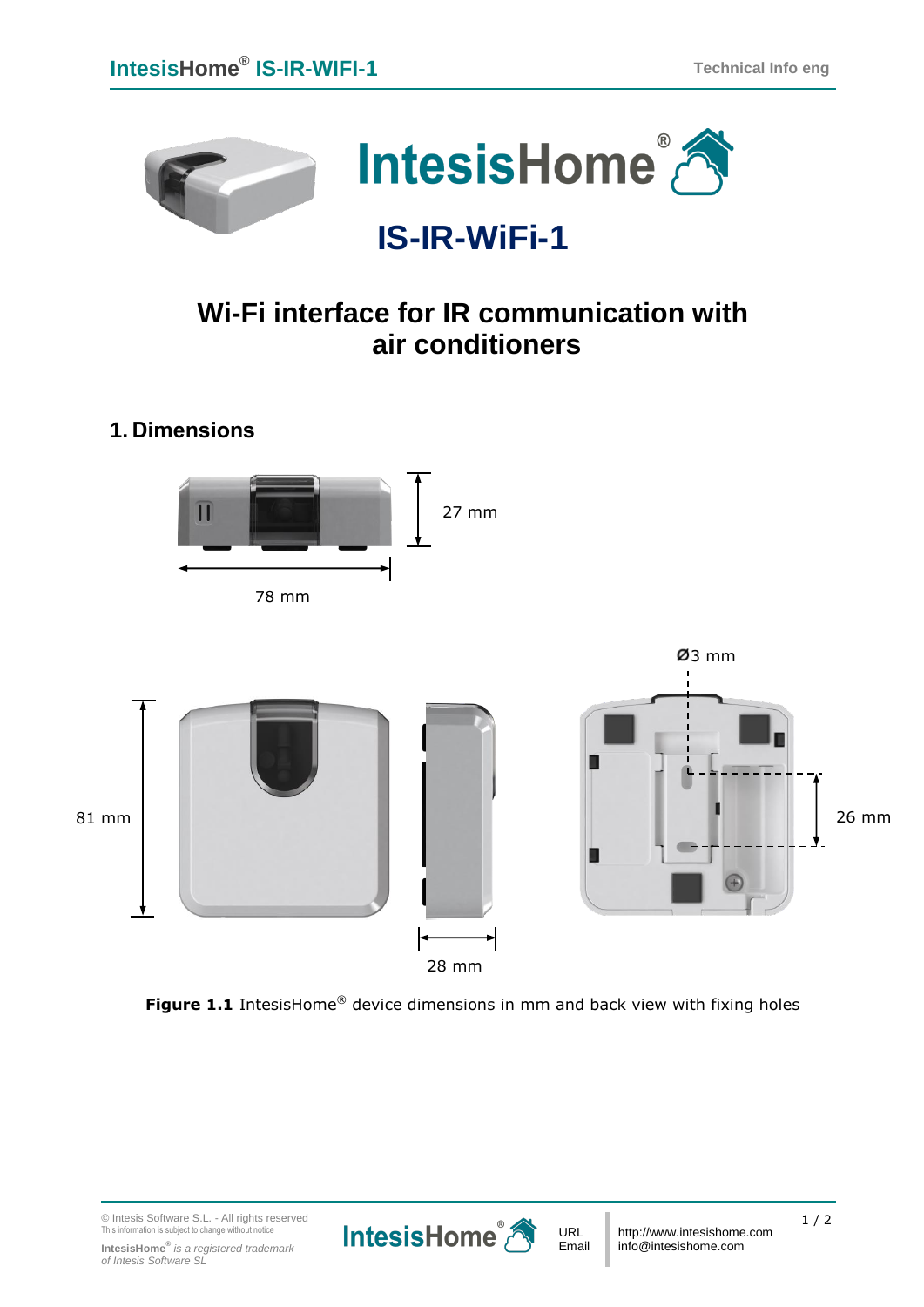# IS-IR-WiFi-1

## Wi-Fi interface for IR communication with air conditioners

## 1. Dimensions

27 mm

78 mm

Ø3 mm

81 mm

26 mm

28 mm

**Figure 1.1** IntesisHome® device dimensions in mm and back view with fixing holes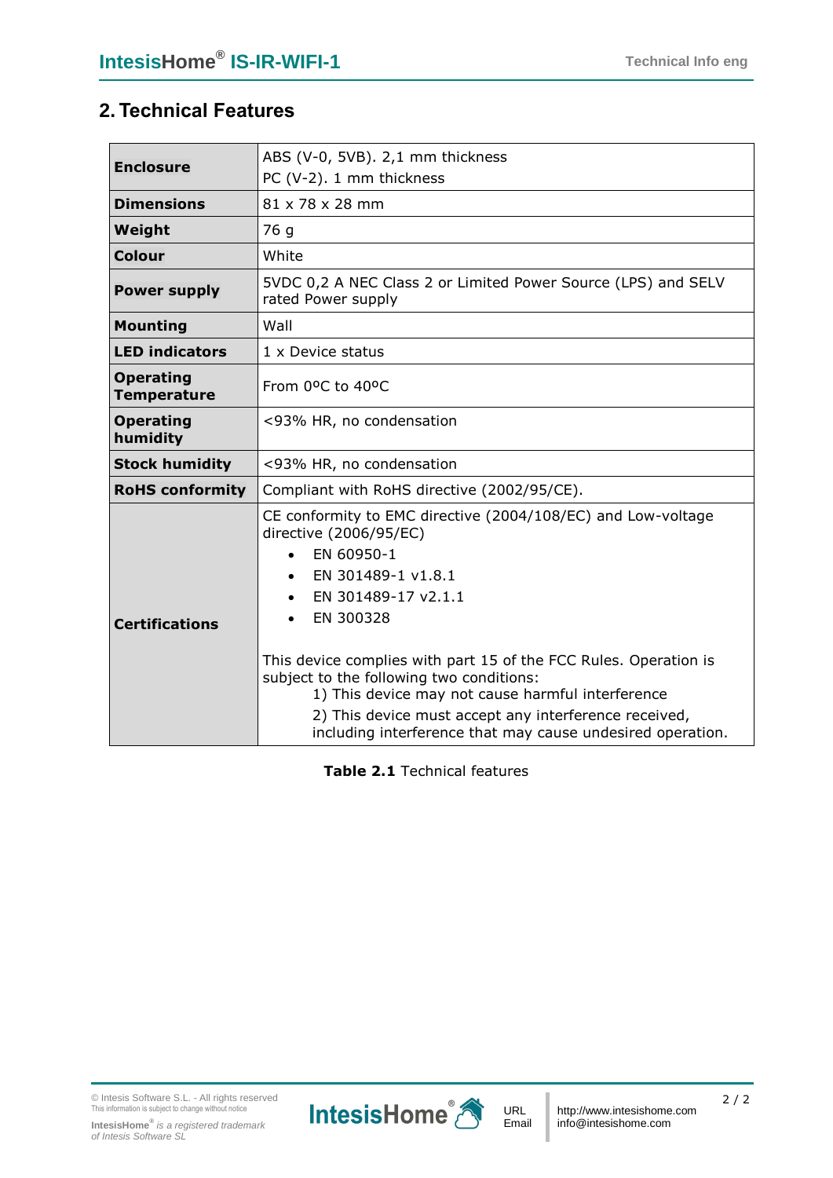## 2. Technical Features

| | |
|---|---|
| **Enclosure** | ABS (V-0, 5VB). 2,1 mm thickness<br>PC (V-2). 1 mm thickness |
| **Dimensions** | 81 x 78 x 28 mm |
| **Weight** | 76 g |
| **Colour** | White |
| **Power supply** | 5VDC 0,2 A NEC Class 2 or Limited Power Source (LPS) and SELV rated Power supply |
| **Mounting** | Wall |
| **LED indicators** | 1 x Device status |
| **Operating Temperature** | From 0ºC to 40ºC |
| **Operating humidity** | <93% HR, no condensation |
| **Stock humidity** | <93% HR, no condensation |
| **RoHS conformity** | Compliant with RoHS directive (2002/95/CE). |
| **Certifications** | CE conformity to EMC directive (2004/108/EC) and Low-voltage directive (2006/95/EC)<br>• EN 60950-1<br>• EN 301489-1 v1.8.1<br>• EN 301489-17 v2.1.1<br>• EN 300328<br><br>This device complies with part 15 of the FCC Rules. Operation is subject to the following two conditions:<br>1) This device may not cause harmful interference<br>2) This device must accept any interference received, including interference that may cause undesired operation. |

**Table 2.1** Technical features